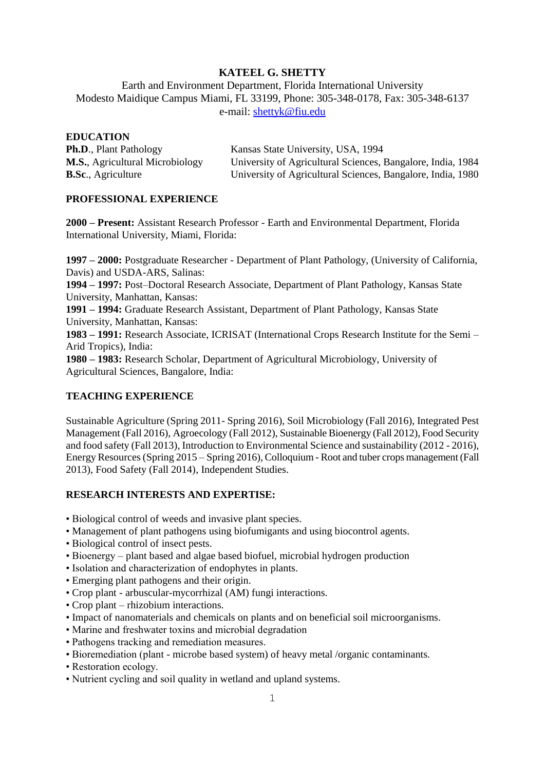# KATEEL G. SHETTY

Earth and Environment Department, Florida International University
Modesto Maidique Campus Miami, FL 33199, Phone: 305-348-0178, Fax: 305-348-6137
e-mail: shettyk@fiu.edu

## EDUCATION

| | |
|---|---|
| **Ph.D**., Plant Pathology | Kansas State University, USA, 1994 |
| **M.S.**, Agricultural Microbiology | University of Agricultural Sciences, Bangalore, India, 1984 |
| **B.Sc**., Agriculture | University of Agricultural Sciences, Bangalore, India, 1980 |

## PROFESSIONAL EXPERIENCE

**2000 – Present:** Assistant Research Professor - Earth and Environmental Department, Florida International University, Miami, Florida:

**1997 – 2000:** Postgraduate Researcher - Department of Plant Pathology, (University of California, Davis) and USDA-ARS, Salinas:
**1994 – 1997:** Post–Doctoral Research Associate, Department of Plant Pathology, Kansas State University, Manhattan, Kansas:
**1991 – 1994:** Graduate Research Assistant, Department of Plant Pathology, Kansas State University, Manhattan, Kansas:
**1983 – 1991:** Research Associate, ICRISAT (International Crops Research Institute for the Semi – Arid Tropics), India:
**1980 – 1983:** Research Scholar, Department of Agricultural Microbiology, University of Agricultural Sciences, Bangalore, India:

## TEACHING EXPERIENCE

Sustainable Agriculture (Spring 2011- Spring 2016), Soil Microbiology (Fall 2016), Integrated Pest Management (Fall 2016), Agroecology (Fall 2012), Sustainable Bioenergy (Fall 2012), Food Security and food safety (Fall 2013), Introduction to Environmental Science and sustainability (2012 - 2016), Energy Resources (Spring 2015 – Spring 2016), Colloquium - Root and tuber crops management (Fall 2013), Food Safety (Fall 2014), Independent Studies.

## RESEARCH INTERESTS AND EXPERTISE:

- Biological control of weeds and invasive plant species.
- Management of plant pathogens using biofumigants and using biocontrol agents.
- Biological control of insect pests.
- Bioenergy – plant based and algae based biofuel, microbial hydrogen production
- Isolation and characterization of endophytes in plants.
- Emerging plant pathogens and their origin.
- Crop plant - arbuscular-mycorrhizal (AM) fungi interactions.
- Crop plant – rhizobium interactions.
- Impact of nanomaterials and chemicals on plants and on beneficial soil microorganisms.
- Marine and freshwater toxins and microbial degradation
- Pathogens tracking and remediation measures.
- Bioremediation (plant - microbe based system) of heavy metal /organic contaminants.
- Restoration ecology.
- Nutrient cycling and soil quality in wetland and upland systems.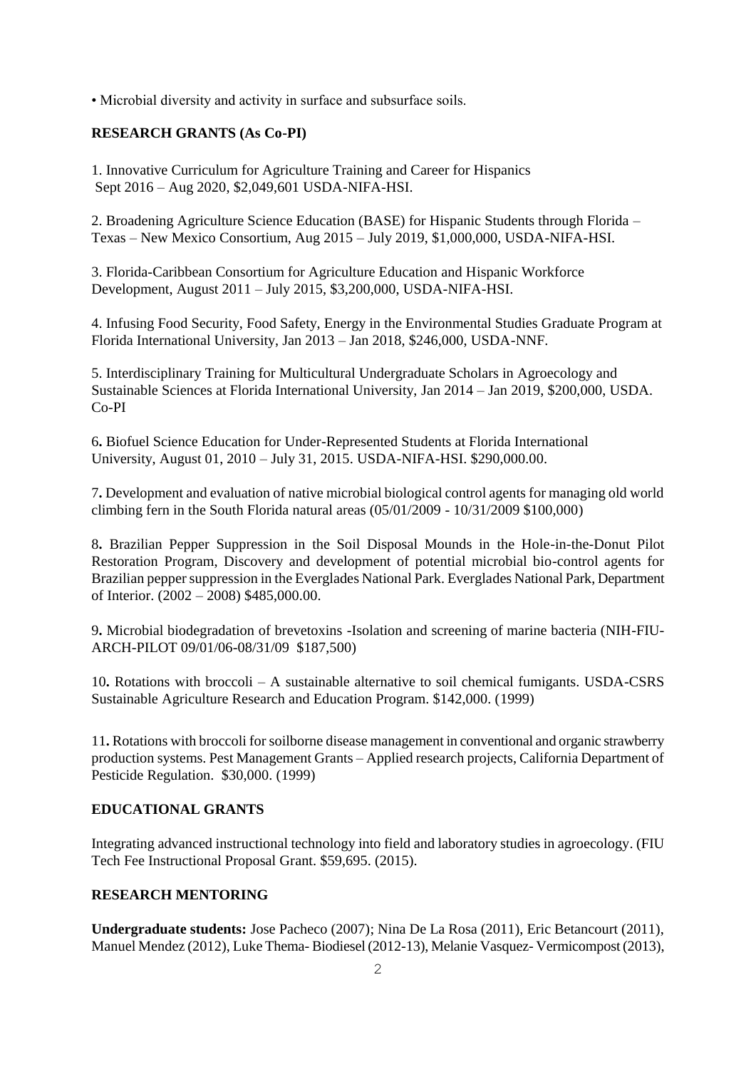• Microbial diversity and activity in surface and subsurface soils.

**RESEARCH GRANTS (As Co-PI)**

1. Innovative Curriculum for Agriculture Training and Career for Hispanics Sept 2016 – Aug 2020, $2,049,601 USDA-NIFA-HSI.

2. Broadening Agriculture Science Education (BASE) for Hispanic Students through Florida – Texas – New Mexico Consortium, Aug 2015 – July 2019, $1,000,000, USDA-NIFA-HSI.

3. Florida-Caribbean Consortium for Agriculture Education and Hispanic Workforce Development, August 2011 – July 2015, $3,200,000, USDA-NIFA-HSI.

4. Infusing Food Security, Food Safety, Energy in the Environmental Studies Graduate Program at Florida International University, Jan 2013 – Jan 2018, $246,000, USDA-NNF.

5. Interdisciplinary Training for Multicultural Undergraduate Scholars in Agroecology and Sustainable Sciences at Florida International University, Jan 2014 – Jan 2019, $200,000, USDA. Co-PI

6**.** Biofuel Science Education for Under-Represented Students at Florida International University, August 01, 2010 – July 31, 2015. USDA-NIFA-HSI. $290,000.00.

7**.** Development and evaluation of native microbial biological control agents for managing old world climbing fern in the South Florida natural areas (05/01/2009 - 10/31/2009 $100,000)

8**.** Brazilian Pepper Suppression in the Soil Disposal Mounds in the Hole-in-the-Donut Pilot Restoration Program, Discovery and development of potential microbial bio-control agents for Brazilian pepper suppression in the Everglades National Park. Everglades National Park, Department of Interior. (2002 – 2008) $485,000.00.

9**.** Microbial biodegradation of brevetoxins -Isolation and screening of marine bacteria (NIH-FIU-ARCH-PILOT 09/01/06-08/31/09 $187,500)

10**.** Rotations with broccoli – A sustainable alternative to soil chemical fumigants. USDA-CSRS Sustainable Agriculture Research and Education Program. $142,000. (1999)

11**.** Rotations with broccoli for soilborne disease management in conventional and organic strawberry production systems. Pest Management Grants – Applied research projects, California Department of Pesticide Regulation. $30,000. (1999)

**EDUCATIONAL GRANTS**

Integrating advanced instructional technology into field and laboratory studies in agroecology. (FIU Tech Fee Instructional Proposal Grant. $59,695. (2015).

**RESEARCH MENTORING**

**Undergraduate students:** Jose Pacheco (2007); Nina De La Rosa (2011), Eric Betancourt (2011), Manuel Mendez (2012), Luke Thema- Biodiesel (2012-13), Melanie Vasquez- Vermicompost (2013),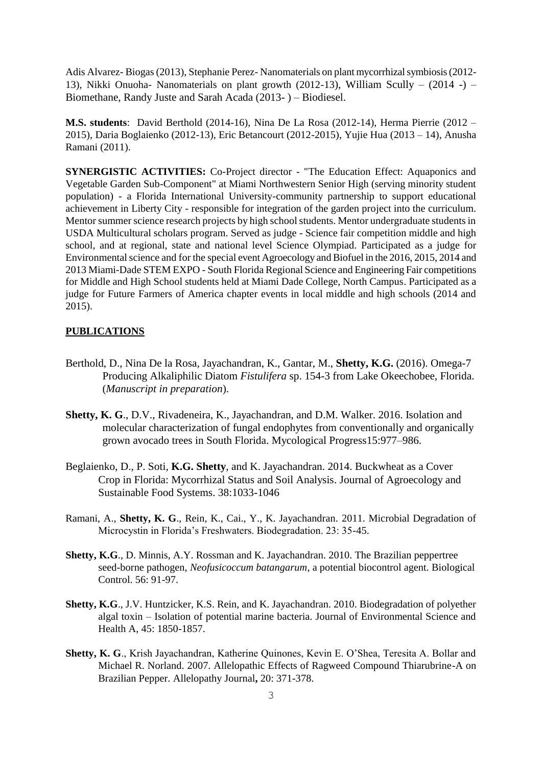Adis Alvarez- Biogas (2013), Stephanie Perez- Nanomaterials on plant mycorrhizal symbiosis (2012-13), Nikki Onuoha- Nanomaterials on plant growth (2012-13), William Scully – (2014 -) – Biomethane, Randy Juste and Sarah Acada (2013- ) – Biodiesel.

**M.S. students**: David Berthold (2014-16), Nina De La Rosa (2012-14), Herma Pierrie (2012 – 2015), Daria Boglaienko (2012-13), Eric Betancourt (2012-2015), Yujie Hua (2013 – 14), Anusha Ramani (2011).

**SYNERGISTIC ACTIVITIES:** Co-Project director - "The Education Effect: Aquaponics and Vegetable Garden Sub-Component" at Miami Northwestern Senior High (serving minority student population) - a Florida International University-community partnership to support educational achievement in Liberty City - responsible for integration of the garden project into the curriculum. Mentor summer science research projects by high school students. Mentor undergraduate students in USDA Multicultural scholars program. Served as judge - Science fair competition middle and high school, and at regional, state and national level Science Olympiad. Participated as a judge for Environmental science and for the special event Agroecology and Biofuel in the 2016, 2015, 2014 and 2013 Miami-Dade STEM EXPO - South Florida Regional Science and Engineering Fair competitions for Middle and High School students held at Miami Dade College, North Campus. Participated as a judge for Future Farmers of America chapter events in local middle and high schools (2014 and 2015).

## PUBLICATIONS

Berthold, D., Nina De la Rosa, Jayachandran, K., Gantar, M., **Shetty, K.G.** (2016). Omega-7 Producing Alkaliphilic Diatom *Fistulifera* sp. 154-3 from Lake Okeechobee, Florida. (*Manuscript in preparation*).

**Shetty, K. G**., D.V., Rivadeneira, K., Jayachandran, and D.M. Walker. 2016. Isolation and molecular characterization of fungal endophytes from conventionally and organically grown avocado trees in South Florida. Mycological Progress15:977–986.

Beglaienko, D., P. Soti, **K.G. Shetty**, and K. Jayachandran. 2014. Buckwheat as a Cover Crop in Florida: Mycorrhizal Status and Soil Analysis. Journal of Agroecology and Sustainable Food Systems. 38:1033-1046

Ramani, A., **Shetty, K. G**., Rein, K., Cai., Y., K. Jayachandran. 2011. Microbial Degradation of Microcystin in Florida's Freshwaters. Biodegradation. 23: 35-45.

**Shetty, K.G**., D. Minnis, A.Y. Rossman and K. Jayachandran. 2010. The Brazilian peppertree seed-borne pathogen, *Neofusicoccum batangarum*, a potential biocontrol agent. Biological Control. 56: 91-97.

**Shetty, K.G**., J.V. Huntzicker, K.S. Rein, and K. Jayachandran. 2010. Biodegradation of polyether algal toxin – Isolation of potential marine bacteria. Journal of Environmental Science and Health A, 45: 1850-1857.

**Shetty, K. G**., Krish Jayachandran, Katherine Quinones, Kevin E. O'Shea, Teresita A. Bollar and Michael R. Norland. 2007. Allelopathic Effects of Ragweed Compound Thiarubrine-A on Brazilian Pepper. Allelopathy Journal**,** 20: 371-378.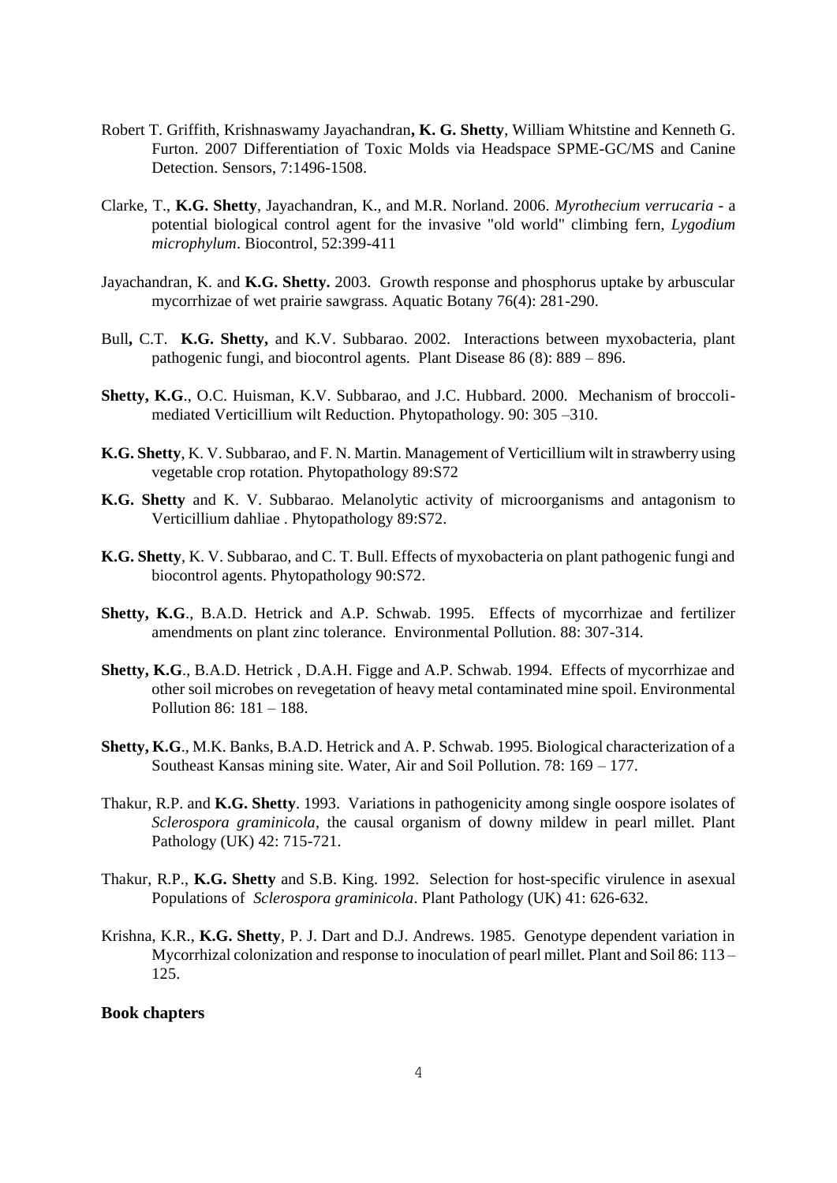Robert T. Griffith, Krishnaswamy Jayachandran**, K. G. Shetty**, William Whitstine and Kenneth G. Furton. 2007 Differentiation of Toxic Molds via Headspace SPME-GC/MS and Canine Detection. Sensors, 7:1496-1508.

Clarke, T., **K.G. Shetty**, Jayachandran, K., and M.R. Norland. 2006. *Myrothecium verrucaria* - a potential biological control agent for the invasive "old world" climbing fern, *Lygodium microphylum*. Biocontrol, 52:399-411

Jayachandran, K. and **K.G. Shetty.** 2003. Growth response and phosphorus uptake by arbuscular mycorrhizae of wet prairie sawgrass. Aquatic Botany 76(4): 281-290.

Bull**,** C.T. **K.G. Shetty,** and K.V. Subbarao. 2002. Interactions between myxobacteria, plant pathogenic fungi, and biocontrol agents. Plant Disease 86 (8): 889 – 896.

**Shetty, K.G**., O.C. Huisman, K.V. Subbarao, and J.C. Hubbard. 2000. Mechanism of broccoli-mediated Verticillium wilt Reduction. Phytopathology. 90: 305 –310.

**K.G. Shetty**, K. V. Subbarao, and F. N. Martin. Management of Verticillium wilt in strawberry using vegetable crop rotation. Phytopathology 89:S72

**K.G. Shetty** and K. V. Subbarao. Melanolytic activity of microorganisms and antagonism to Verticillium dahliae . Phytopathology 89:S72.

**K.G. Shetty**, K. V. Subbarao, and C. T. Bull. Effects of myxobacteria on plant pathogenic fungi and biocontrol agents. Phytopathology 90:S72.

**Shetty, K.G**., B.A.D. Hetrick and A.P. Schwab. 1995. Effects of mycorrhizae and fertilizer amendments on plant zinc tolerance. Environmental Pollution. 88: 307-314.

**Shetty, K.G**., B.A.D. Hetrick , D.A.H. Figge and A.P. Schwab. 1994. Effects of mycorrhizae and other soil microbes on revegetation of heavy metal contaminated mine spoil. Environmental Pollution 86: 181 – 188.

**Shetty, K.G**., M.K. Banks, B.A.D. Hetrick and A. P. Schwab. 1995. Biological characterization of a Southeast Kansas mining site. Water, Air and Soil Pollution. 78: 169 – 177.

Thakur, R.P. and **K.G. Shetty**. 1993. Variations in pathogenicity among single oospore isolates of *Sclerospora graminicola*, the causal organism of downy mildew in pearl millet. Plant Pathology (UK) 42: 715-721.

Thakur, R.P., **K.G. Shetty** and S.B. King. 1992. Selection for host-specific virulence in asexual Populations of *Sclerospora graminicola*. Plant Pathology (UK) 41: 626-632.

Krishna, K.R., **K.G. Shetty**, P. J. Dart and D.J. Andrews. 1985. Genotype dependent variation in Mycorrhizal colonization and response to inoculation of pearl millet. Plant and Soil 86: 113 – 125.

**Book chapters**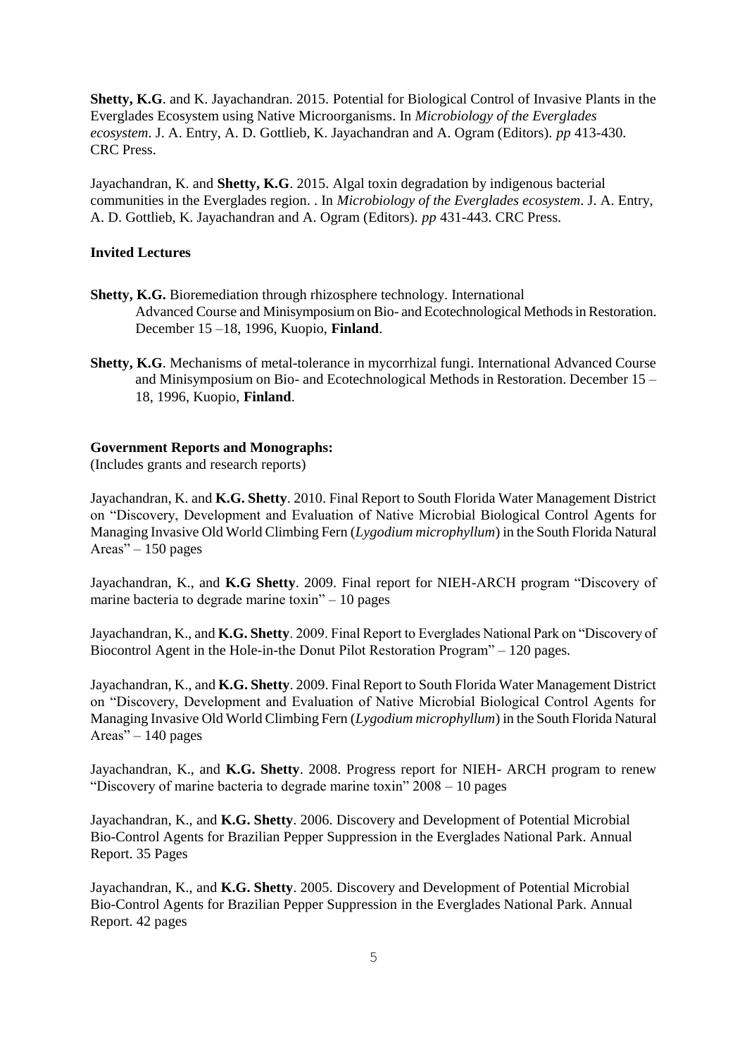**Shetty, K.G**. and K. Jayachandran. 2015. Potential for Biological Control of Invasive Plants in the Everglades Ecosystem using Native Microorganisms. In *Microbiology of the Everglades ecosystem*. J. A. Entry, A. D. Gottlieb, K. Jayachandran and A. Ogram (Editors). *pp* 413-430. CRC Press.

Jayachandran, K. and **Shetty, K.G**. 2015. Algal toxin degradation by indigenous bacterial communities in the Everglades region. . In *Microbiology of the Everglades ecosystem*. J. A. Entry, A. D. Gottlieb, K. Jayachandran and A. Ogram (Editors). *pp* 431-443. CRC Press.

**Invited Lectures**

**Shetty, K.G.** Bioremediation through rhizosphere technology. International Advanced Course and Minisymposium on Bio- and Ecotechnological Methods in Restoration. December 15 –18, 1996, Kuopio, **Finland**.

**Shetty, K.G**. Mechanisms of metal-tolerance in mycorrhizal fungi. International Advanced Course and Minisymposium on Bio- and Ecotechnological Methods in Restoration. December 15 – 18, 1996, Kuopio, **Finland**.

**Government Reports and Monographs:**
(Includes grants and research reports)

Jayachandran, K. and **K.G. Shetty**. 2010. Final Report to South Florida Water Management District on "Discovery, Development and Evaluation of Native Microbial Biological Control Agents for Managing Invasive Old World Climbing Fern (*Lygodium microphyllum*) in the South Florida Natural Areas" – 150 pages

Jayachandran, K., and **K.G Shetty**. 2009. Final report for NIEH-ARCH program "Discovery of marine bacteria to degrade marine toxin" – 10 pages

Jayachandran, K., and **K.G. Shetty**. 2009. Final Report to Everglades National Park on "Discovery of Biocontrol Agent in the Hole-in-the Donut Pilot Restoration Program" – 120 pages.

Jayachandran, K., and **K.G. Shetty**. 2009. Final Report to South Florida Water Management District on "Discovery, Development and Evaluation of Native Microbial Biological Control Agents for Managing Invasive Old World Climbing Fern (*Lygodium microphyllum*) in the South Florida Natural Areas" – 140 pages

Jayachandran, K., and **K.G. Shetty**. 2008. Progress report for NIEH- ARCH program to renew "Discovery of marine bacteria to degrade marine toxin" 2008 – 10 pages

Jayachandran, K., and **K.G. Shetty**. 2006. Discovery and Development of Potential Microbial Bio-Control Agents for Brazilian Pepper Suppression in the Everglades National Park. Annual Report. 35 Pages

Jayachandran, K., and **K.G. Shetty**. 2005. Discovery and Development of Potential Microbial Bio-Control Agents for Brazilian Pepper Suppression in the Everglades National Park. Annual Report. 42 pages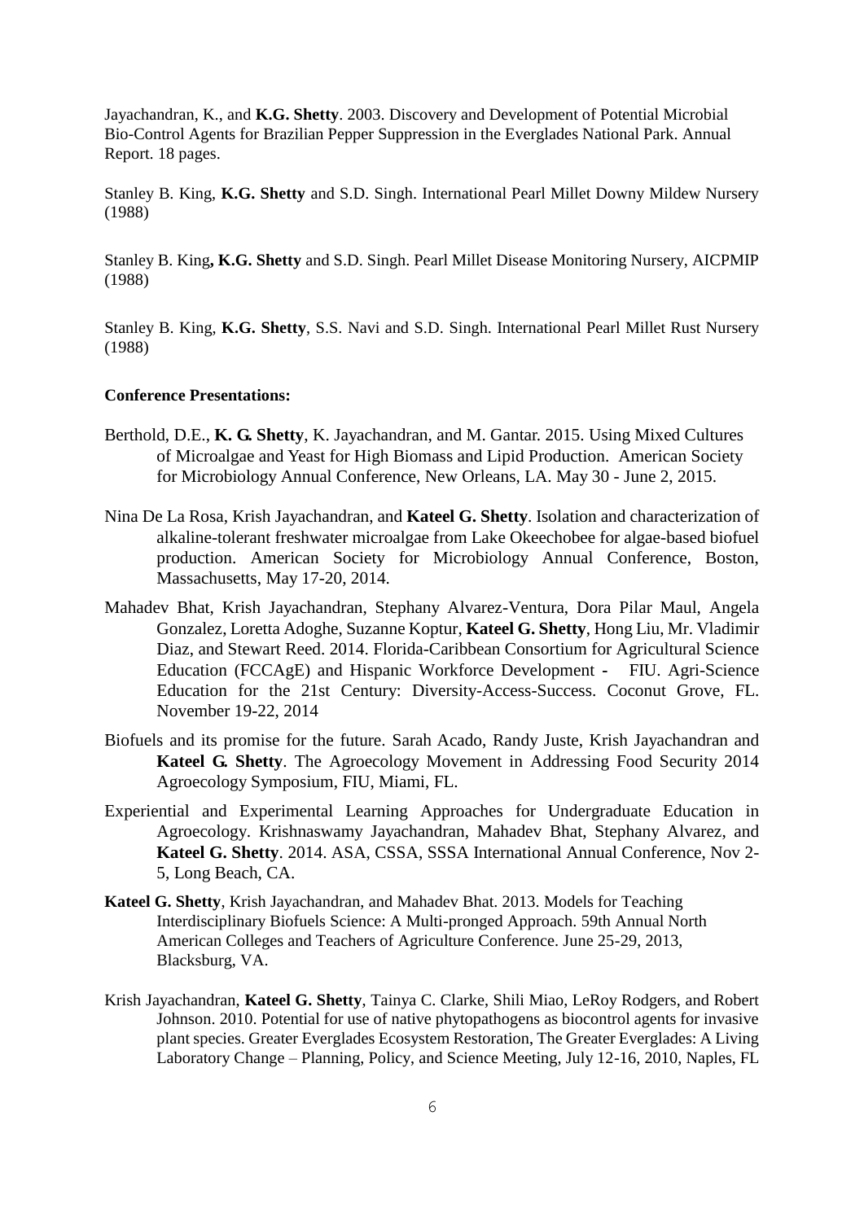Jayachandran, K., and **K.G. Shetty**. 2003. Discovery and Development of Potential Microbial Bio-Control Agents for Brazilian Pepper Suppression in the Everglades National Park. Annual Report. 18 pages.

Stanley B. King, **K.G. Shetty** and S.D. Singh. International Pearl Millet Downy Mildew Nursery (1988)

Stanley B. King**, K.G. Shetty** and S.D. Singh. Pearl Millet Disease Monitoring Nursery, AICPMIP (1988)

Stanley B. King, **K.G. Shetty**, S.S. Navi and S.D. Singh. International Pearl Millet Rust Nursery (1988)

**Conference Presentations:**

Berthold, D.E., **K. G. Shetty**, K. Jayachandran, and M. Gantar. 2015. Using Mixed Cultures of Microalgae and Yeast for High Biomass and Lipid Production. American Society for Microbiology Annual Conference, New Orleans, LA. May 30 - June 2, 2015.

Nina De La Rosa, Krish Jayachandran, and **Kateel G. Shetty**. Isolation and characterization of alkaline-tolerant freshwater microalgae from Lake Okeechobee for algae-based biofuel production. American Society for Microbiology Annual Conference, Boston, Massachusetts, May 17-20, 2014.

Mahadev Bhat, Krish Jayachandran, Stephany Alvarez-Ventura, Dora Pilar Maul, Angela Gonzalez, Loretta Adoghe, Suzanne Koptur, **Kateel G. Shetty**, Hong Liu, Mr. Vladimir Diaz, and Stewart Reed. 2014. Florida-Caribbean Consortium for Agricultural Science Education (FCCAgE) and Hispanic Workforce Development - FIU. Agri-Science Education for the 21st Century: Diversity-Access-Success. Coconut Grove, FL. November 19-22, 2014

Biofuels and its promise for the future. Sarah Acado, Randy Juste, Krish Jayachandran and **Kateel G. Shetty**. The Agroecology Movement in Addressing Food Security 2014 Agroecology Symposium, FIU, Miami, FL.

Experiential and Experimental Learning Approaches for Undergraduate Education in Agroecology. Krishnaswamy Jayachandran, Mahadev Bhat, Stephany Alvarez, and **Kateel G. Shetty**. 2014. ASA, CSSA, SSSA International Annual Conference, Nov 2-5, Long Beach, CA.

**Kateel G. Shetty**, Krish Jayachandran, and Mahadev Bhat. 2013. Models for Teaching Interdisciplinary Biofuels Science: A Multi-pronged Approach. 59th Annual North American Colleges and Teachers of Agriculture Conference. June 25-29, 2013, Blacksburg, VA.

Krish Jayachandran, **Kateel G. Shetty**, Tainya C. Clarke, Shili Miao, LeRoy Rodgers, and Robert Johnson. 2010. Potential for use of native phytopathogens as biocontrol agents for invasive plant species. Greater Everglades Ecosystem Restoration, The Greater Everglades: A Living Laboratory Change – Planning, Policy, and Science Meeting, July 12-16, 2010, Naples, FL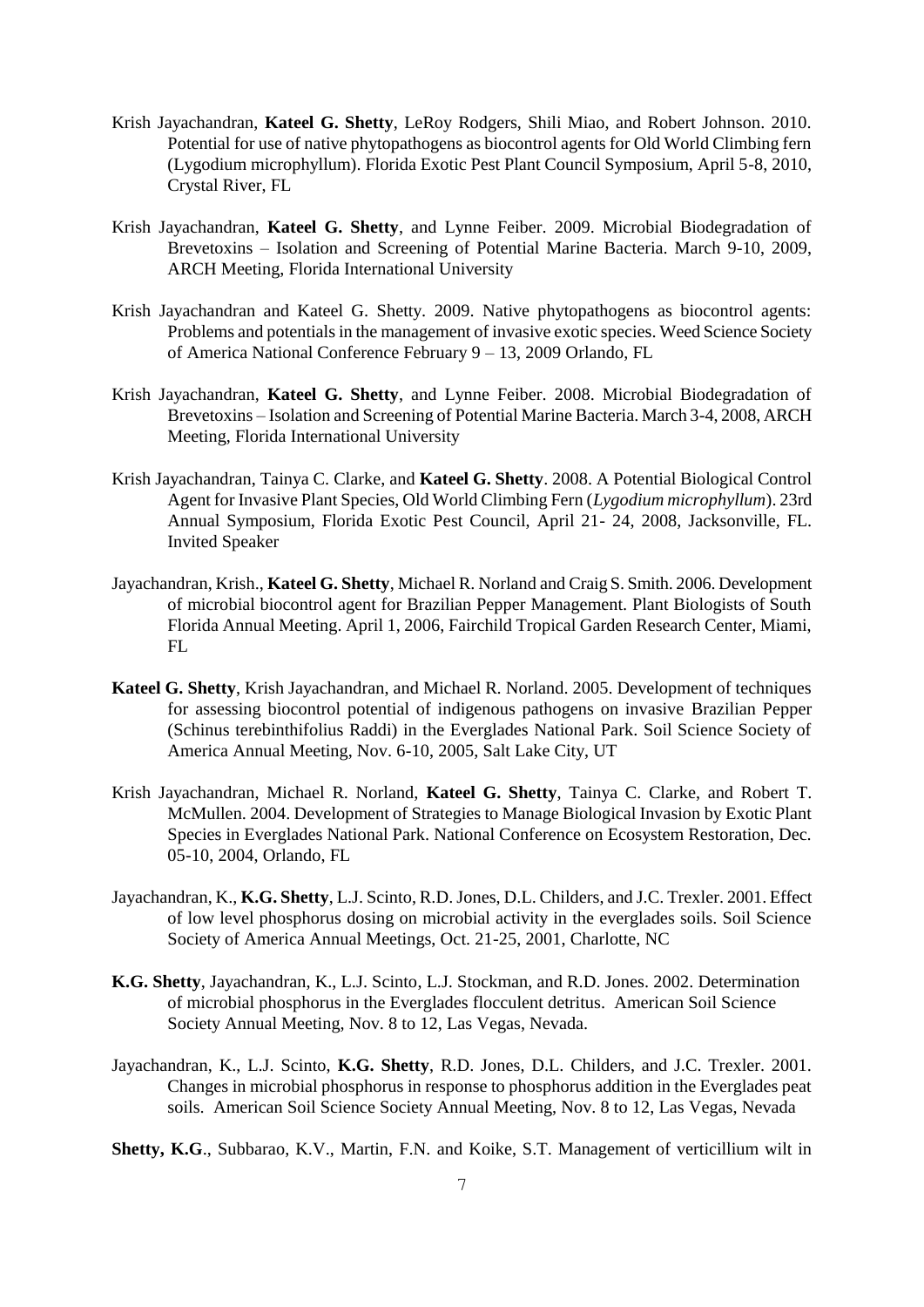Krish Jayachandran, **Kateel G. Shetty**, LeRoy Rodgers, Shili Miao, and Robert Johnson. 2010. Potential for use of native phytopathogens as biocontrol agents for Old World Climbing fern (Lygodium microphyllum). Florida Exotic Pest Plant Council Symposium, April 5-8, 2010, Crystal River, FL

Krish Jayachandran, **Kateel G. Shetty**, and Lynne Feiber. 2009. Microbial Biodegradation of Brevetoxins – Isolation and Screening of Potential Marine Bacteria. March 9-10, 2009, ARCH Meeting, Florida International University

Krish Jayachandran and Kateel G. Shetty. 2009. Native phytopathogens as biocontrol agents: Problems and potentials in the management of invasive exotic species. Weed Science Society of America National Conference February 9 – 13, 2009 Orlando, FL

Krish Jayachandran, **Kateel G. Shetty**, and Lynne Feiber. 2008. Microbial Biodegradation of Brevetoxins – Isolation and Screening of Potential Marine Bacteria. March 3-4, 2008, ARCH Meeting, Florida International University

Krish Jayachandran, Tainya C. Clarke, and **Kateel G. Shetty**. 2008. A Potential Biological Control Agent for Invasive Plant Species, Old World Climbing Fern (*Lygodium microphyllum*). 23rd Annual Symposium, Florida Exotic Pest Council, April 21- 24, 2008, Jacksonville, FL. Invited Speaker

Jayachandran, Krish., **Kateel G. Shetty**, Michael R. Norland and Craig S. Smith. 2006. Development of microbial biocontrol agent for Brazilian Pepper Management. Plant Biologists of South Florida Annual Meeting. April 1, 2006, Fairchild Tropical Garden Research Center, Miami, FL

**Kateel G. Shetty**, Krish Jayachandran, and Michael R. Norland. 2005. Development of techniques for assessing biocontrol potential of indigenous pathogens on invasive Brazilian Pepper (Schinus terebinthifolius Raddi) in the Everglades National Park. Soil Science Society of America Annual Meeting, Nov. 6-10, 2005, Salt Lake City, UT

Krish Jayachandran, Michael R. Norland, **Kateel G. Shetty**, Tainya C. Clarke, and Robert T. McMullen. 2004. Development of Strategies to Manage Biological Invasion by Exotic Plant Species in Everglades National Park. National Conference on Ecosystem Restoration, Dec. 05-10, 2004, Orlando, FL

Jayachandran, K., **K.G. Shetty**, L.J. Scinto, R.D. Jones, D.L. Childers, and J.C. Trexler. 2001. Effect of low level phosphorus dosing on microbial activity in the everglades soils. Soil Science Society of America Annual Meetings, Oct. 21-25, 2001, Charlotte, NC

**K.G. Shetty**, Jayachandran, K., L.J. Scinto, L.J. Stockman, and R.D. Jones. 2002. Determination of microbial phosphorus in the Everglades flocculent detritus. American Soil Science Society Annual Meeting, Nov. 8 to 12, Las Vegas, Nevada.

Jayachandran, K., L.J. Scinto, **K.G. Shetty**, R.D. Jones, D.L. Childers, and J.C. Trexler. 2001. Changes in microbial phosphorus in response to phosphorus addition in the Everglades peat soils. American Soil Science Society Annual Meeting, Nov. 8 to 12, Las Vegas, Nevada

**Shetty, K.G**., Subbarao, K.V., Martin, F.N. and Koike, S.T. Management of verticillium wilt in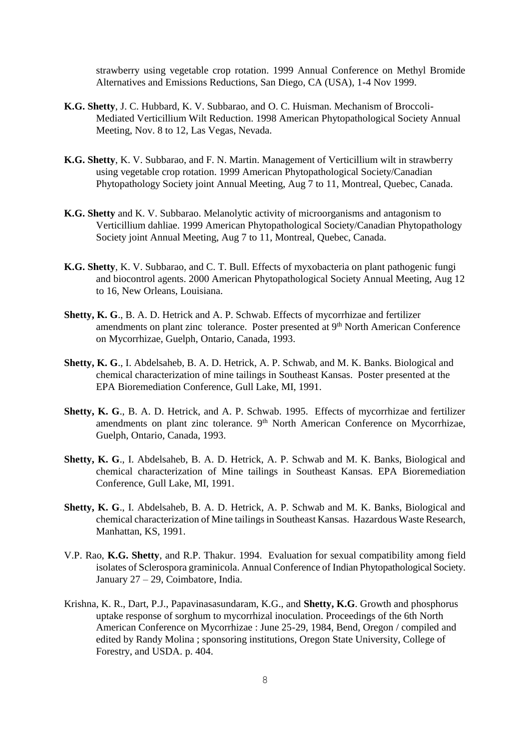strawberry using vegetable crop rotation. 1999 Annual Conference on Methyl Bromide Alternatives and Emissions Reductions, San Diego, CA (USA), 1-4 Nov 1999.

**K.G. Shetty**, J. C. Hubbard, K. V. Subbarao, and O. C. Huisman. Mechanism of Broccoli-Mediated Verticillium Wilt Reduction. 1998 American Phytopathological Society Annual Meeting, Nov. 8 to 12, Las Vegas, Nevada.

**K.G. Shetty**, K. V. Subbarao, and F. N. Martin. Management of Verticillium wilt in strawberry using vegetable crop rotation. 1999 American Phytopathological Society/Canadian Phytopathology Society joint Annual Meeting, Aug 7 to 11, Montreal, Quebec, Canada.

**K.G. Shetty** and K. V. Subbarao. Melanolytic activity of microorganisms and antagonism to Verticillium dahliae. 1999 American Phytopathological Society/Canadian Phytopathology Society joint Annual Meeting, Aug 7 to 11, Montreal, Quebec, Canada.

**K.G. Shetty**, K. V. Subbarao, and C. T. Bull. Effects of myxobacteria on plant pathogenic fungi and biocontrol agents. 2000 American Phytopathological Society Annual Meeting, Aug 12 to 16, New Orleans, Louisiana.

**Shetty, K. G**., B. A. D. Hetrick and A. P. Schwab. Effects of mycorrhizae and fertilizer amendments on plant zinc tolerance. Poster presented at 9th North American Conference on Mycorrhizae, Guelph, Ontario, Canada, 1993.

**Shetty, K. G**., I. Abdelsaheb, B. A. D. Hetrick, A. P. Schwab, and M. K. Banks. Biological and chemical characterization of mine tailings in Southeast Kansas. Poster presented at the EPA Bioremediation Conference, Gull Lake, MI, 1991.

**Shetty, K. G**., B. A. D. Hetrick, and A. P. Schwab. 1995. Effects of mycorrhizae and fertilizer amendments on plant zinc tolerance. 9th North American Conference on Mycorrhizae, Guelph, Ontario, Canada, 1993.

**Shetty, K. G**., I. Abdelsaheb, B. A. D. Hetrick, A. P. Schwab and M. K. Banks, Biological and chemical characterization of Mine tailings in Southeast Kansas. EPA Bioremediation Conference, Gull Lake, MI, 1991.

**Shetty, K. G**., I. Abdelsaheb, B. A. D. Hetrick, A. P. Schwab and M. K. Banks, Biological and chemical characterization of Mine tailings in Southeast Kansas. Hazardous Waste Research, Manhattan, KS, 1991.

V.P. Rao, **K.G. Shetty**, and R.P. Thakur. 1994. Evaluation for sexual compatibility among field isolates of Sclerospora graminicola. Annual Conference of Indian Phytopathological Society. January 27 – 29, Coimbatore, India.

Krishna, K. R., Dart, P.J., Papavinasasundaram, K.G., and **Shetty, K.G**. Growth and phosphorus uptake response of sorghum to mycorrhizal inoculation. Proceedings of the 6th North American Conference on Mycorrhizae : June 25-29, 1984, Bend, Oregon / compiled and edited by Randy Molina ; sponsoring institutions, Oregon State University, College of Forestry, and USDA. p. 404.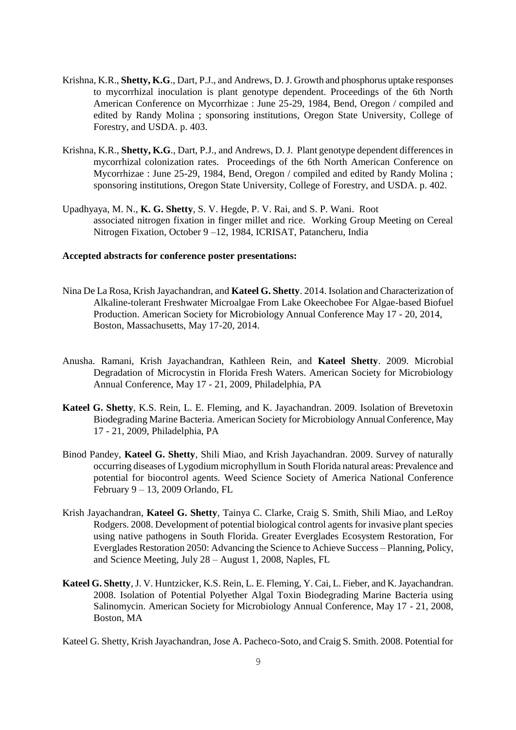Krishna, K.R., **Shetty, K.G**., Dart, P.J., and Andrews, D. J. Growth and phosphorus uptake responses to mycorrhizal inoculation is plant genotype dependent. Proceedings of the 6th North American Conference on Mycorrhizae : June 25-29, 1984, Bend, Oregon / compiled and edited by Randy Molina ; sponsoring institutions, Oregon State University, College of Forestry, and USDA. p. 403.

Krishna, K.R., **Shetty, K.G**., Dart, P.J., and Andrews, D. J. Plant genotype dependent differences in mycorrhizal colonization rates. Proceedings of the 6th North American Conference on Mycorrhizae : June 25-29, 1984, Bend, Oregon / compiled and edited by Randy Molina ; sponsoring institutions, Oregon State University, College of Forestry, and USDA. p. 402.

Upadhyaya, M. N., **K. G. Shetty**, S. V. Hegde, P. V. Rai, and S. P. Wani. Root associated nitrogen fixation in finger millet and rice. Working Group Meeting on Cereal Nitrogen Fixation, October 9 –12, 1984, ICRISAT, Patancheru, India

**Accepted abstracts for conference poster presentations:**

Nina De La Rosa, Krish Jayachandran, and **Kateel G. Shetty**. 2014. Isolation and Characterization of Alkaline-tolerant Freshwater Microalgae From Lake Okeechobee For Algae-based Biofuel Production. American Society for Microbiology Annual Conference May 17 - 20, 2014, Boston, Massachusetts, May 17-20, 2014.

Anusha. Ramani, Krish Jayachandran, Kathleen Rein, and **Kateel Shetty**. 2009. Microbial Degradation of Microcystin in Florida Fresh Waters. American Society for Microbiology Annual Conference, May 17 - 21, 2009, Philadelphia, PA

**Kateel G. Shetty**, K.S. Rein, L. E. Fleming, and K. Jayachandran. 2009. Isolation of Brevetoxin Biodegrading Marine Bacteria. American Society for Microbiology Annual Conference, May 17 - 21, 2009, Philadelphia, PA

Binod Pandey, **Kateel G. Shetty**, Shili Miao, and Krish Jayachandran. 2009. Survey of naturally occurring diseases of Lygodium microphyllum in South Florida natural areas: Prevalence and potential for biocontrol agents. Weed Science Society of America National Conference February 9 – 13, 2009 Orlando, FL

Krish Jayachandran, **Kateel G. Shetty**, Tainya C. Clarke, Craig S. Smith, Shili Miao, and LeRoy Rodgers. 2008. Development of potential biological control agents for invasive plant species using native pathogens in South Florida. Greater Everglades Ecosystem Restoration, For Everglades Restoration 2050: Advancing the Science to Achieve Success – Planning, Policy, and Science Meeting, July 28 – August 1, 2008, Naples, FL

**Kateel G. Shetty**, J. V. Huntzicker, K.S. Rein, L. E. Fleming, Y. Cai, L. Fieber, and K. Jayachandran. 2008. Isolation of Potential Polyether Algal Toxin Biodegrading Marine Bacteria using Salinomycin. American Society for Microbiology Annual Conference, May 17 - 21, 2008, Boston, MA

Kateel G. Shetty, Krish Jayachandran, Jose A. Pacheco-Soto, and Craig S. Smith. 2008. Potential for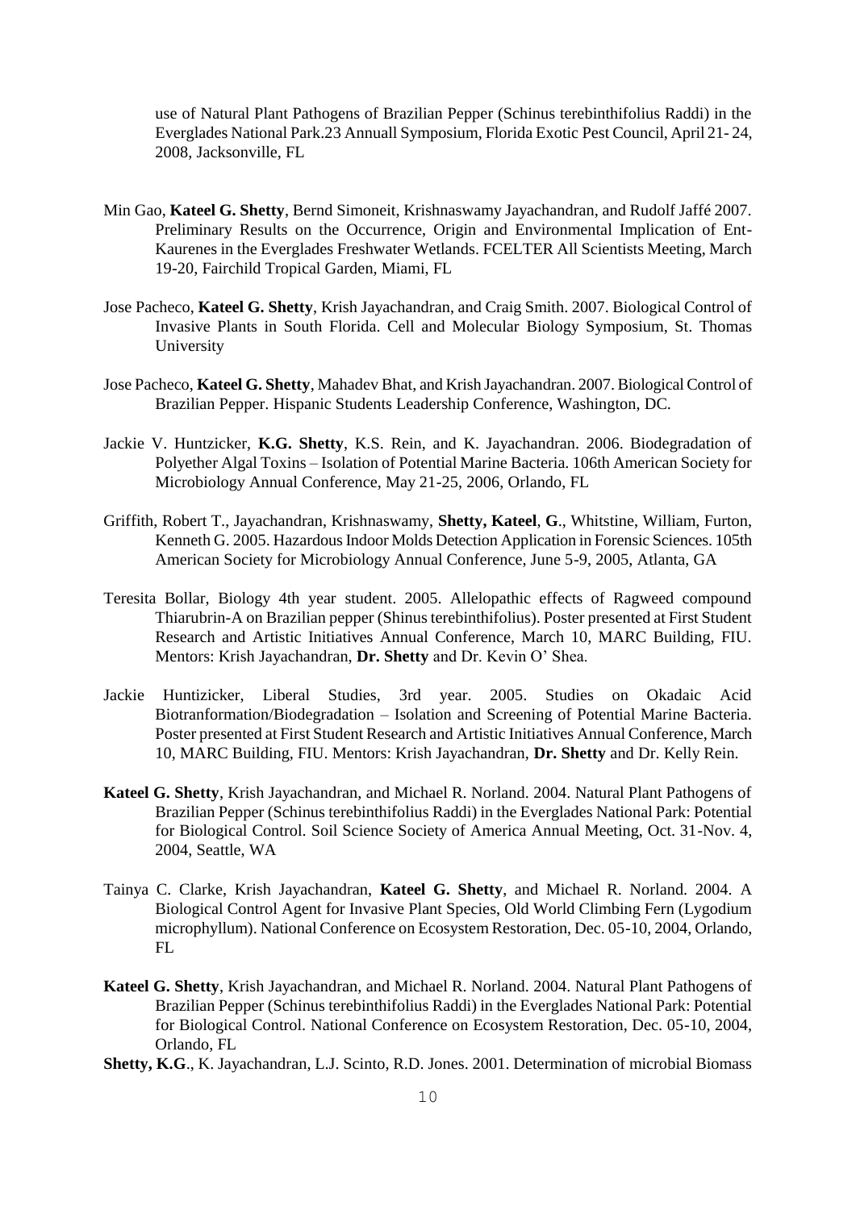use of Natural Plant Pathogens of Brazilian Pepper (Schinus terebinthifolius Raddi) in the Everglades National Park.23 Annuall Symposium, Florida Exotic Pest Council, April 21- 24, 2008, Jacksonville, FL

Min Gao, **Kateel G. Shetty**, Bernd Simoneit, Krishnaswamy Jayachandran, and Rudolf Jaffé 2007. Preliminary Results on the Occurrence, Origin and Environmental Implication of Ent-Kaurenes in the Everglades Freshwater Wetlands. FCELTER All Scientists Meeting, March 19-20, Fairchild Tropical Garden, Miami, FL

Jose Pacheco, **Kateel G. Shetty**, Krish Jayachandran, and Craig Smith. 2007. Biological Control of Invasive Plants in South Florida. Cell and Molecular Biology Symposium, St. Thomas University

Jose Pacheco, **Kateel G. Shetty**, Mahadev Bhat, and Krish Jayachandran. 2007. Biological Control of Brazilian Pepper. Hispanic Students Leadership Conference, Washington, DC.

Jackie V. Huntzicker, **K.G. Shetty**, K.S. Rein, and K. Jayachandran. 2006. Biodegradation of Polyether Algal Toxins – Isolation of Potential Marine Bacteria. 106th American Society for Microbiology Annual Conference, May 21-25, 2006, Orlando, FL

Griffith, Robert T., Jayachandran, Krishnaswamy, **Shetty, Kateel**, **G**., Whitstine, William, Furton, Kenneth G. 2005. Hazardous Indoor Molds Detection Application in Forensic Sciences. 105th American Society for Microbiology Annual Conference, June 5-9, 2005, Atlanta, GA

Teresita Bollar, Biology 4th year student. 2005. Allelopathic effects of Ragweed compound Thiarubrin-A on Brazilian pepper (Shinus terebinthifolius). Poster presented at First Student Research and Artistic Initiatives Annual Conference, March 10, MARC Building, FIU. Mentors: Krish Jayachandran, **Dr. Shetty** and Dr. Kevin O' Shea.

Jackie Huntizicker, Liberal Studies, 3rd year. 2005. Studies on Okadaic Acid Biotranformation/Biodegradation – Isolation and Screening of Potential Marine Bacteria. Poster presented at First Student Research and Artistic Initiatives Annual Conference, March 10, MARC Building, FIU. Mentors: Krish Jayachandran, **Dr. Shetty** and Dr. Kelly Rein.

**Kateel G. Shetty**, Krish Jayachandran, and Michael R. Norland. 2004. Natural Plant Pathogens of Brazilian Pepper (Schinus terebinthifolius Raddi) in the Everglades National Park: Potential for Biological Control. Soil Science Society of America Annual Meeting, Oct. 31-Nov. 4, 2004, Seattle, WA

Tainya C. Clarke, Krish Jayachandran, **Kateel G. Shetty**, and Michael R. Norland. 2004. A Biological Control Agent for Invasive Plant Species, Old World Climbing Fern (Lygodium microphyllum). National Conference on Ecosystem Restoration, Dec. 05-10, 2004, Orlando, FL

**Kateel G. Shetty**, Krish Jayachandran, and Michael R. Norland. 2004. Natural Plant Pathogens of Brazilian Pepper (Schinus terebinthifolius Raddi) in the Everglades National Park: Potential for Biological Control. National Conference on Ecosystem Restoration, Dec. 05-10, 2004, Orlando, FL

**Shetty, K.G**., K. Jayachandran, L.J. Scinto, R.D. Jones. 2001. Determination of microbial Biomass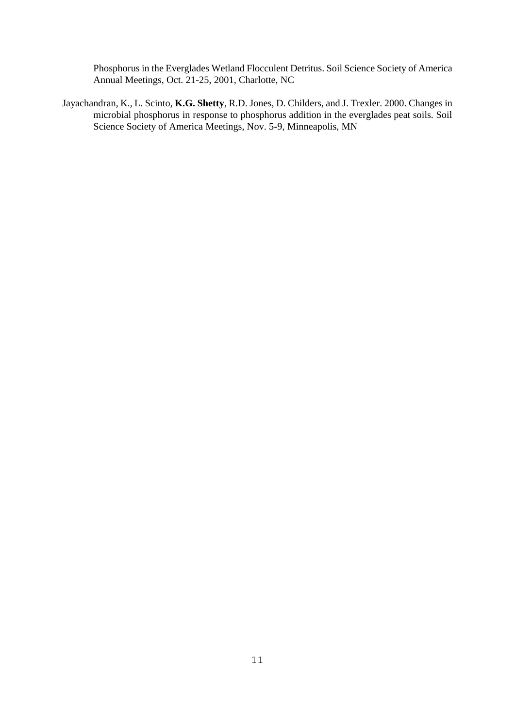Phosphorus in the Everglades Wetland Flocculent Detritus. Soil Science Society of America Annual Meetings, Oct. 21-25, 2001, Charlotte, NC

Jayachandran, K., L. Scinto, **K.G. Shetty**, R.D. Jones, D. Childers, and J. Trexler. 2000. Changes in microbial phosphorus in response to phosphorus addition in the everglades peat soils. Soil Science Society of America Meetings, Nov. 5-9, Minneapolis, MN